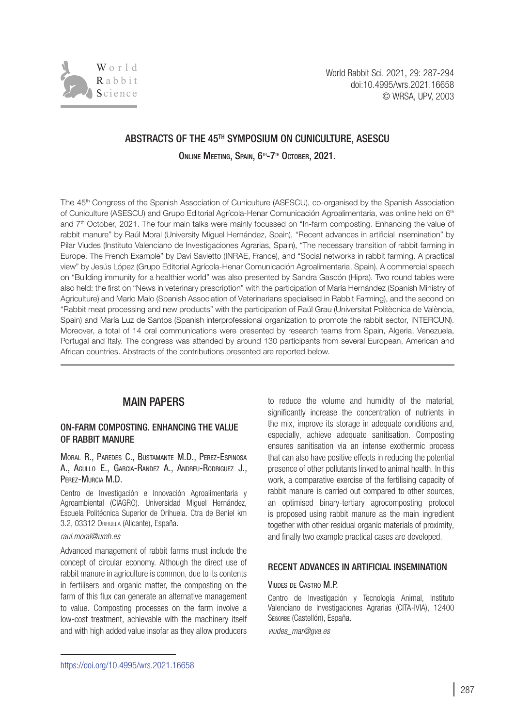# ABSTRACTS OF THE 45TH SYMPOSIUM ON CUNICULTURE, ASESCU

Online Meeting, Spain, 6th-7th October, 2021.

The 45th Congress of the Spanish Association of Cuniculture (ASESCU), co-organised by the Spanish Association of Cuniculture (ASESCU) and Grupo Editorial Agrícola-Henar Comunicación Agroalimentaria, was online held on 6th and 7th October, 2021. The four main talks were mainly focussed on "In-farm composting. Enhancing the value of rabbit manure" by Raúl Moral (University Miguel Hernández, Spain), "Recent advances in artificial insemination" by Pilar Viudes (Instituto Valenciano de Investigaciones Agrarias, Spain), "The necessary transition of rabbit farming in Europe. The French Example" by Davi Savietto (INRAE, France), and "Social networks in rabbit farming. A practical view" by Jesús López (Grupo Editorial Agrícola-Henar Comunicación Agroalimentaria, Spain). A commercial speech on "Building immunity for a healthier world" was also presented by Sandra Gascón (Hipra). Two round tables were also held: the first on "News in veterinary prescription" with the participation of María Hernández (Spanish Ministry of Agriculture) and Mario Malo (Spanish Association of Veterinarians specialised in Rabbit Farming), and the second on "Rabbit meat processing and new products" with the participation of Raúl Grau (Universitat Politècnica de València, Spain) and María Luz de Santos (Spanish interprofessional organization to promote the rabbit sector, INTERCUN). Moreover, a total of 14 oral communications were presented by research teams from Spain, Algeria, Venezuela, Portugal and Italy. The congress was attended by around 130 participants from several European, American and African countries. Abstracts of the contributions presented are reported below.

## MAIN PAPERS

### ON-FARM COMPOSTING. ENHANCING THE VALUE OF RABBIT MANURE

Moral R., Paredes C., Bustamante M.D., Perez-Espinosa A., Agullo E., Garcia-Randez A., Andreu-Rodriguez J., Perez-Murcia M.D.

Centro de Investigación e Innovación Agroalimentaria y Agroambiental (CIAGRO). Universidad Miguel Hernández, Escuela Politécnica Superior de Orihuela. Ctra de Beniel km 3.2, 03312 Orihuela (Alicante), España.

*raul.moral@umh.es*

Advanced management of rabbit farms must include the concept of circular economy. Although the direct use of rabbit manure in agriculture is common, due to its contents in fertilisers and organic matter, the composting on the farm of this flux can generate an alternative management to value. Composting processes on the farm involve a low-cost treatment, achievable with the machinery itself and with high added value insofar as they allow producers to reduce the volume and humidity of the material, significantly increase the concentration of nutrients in the mix, improve its storage in adequate conditions and, especially, achieve adequate sanitisation. Composting ensures sanitisation via an intense exothermic process that can also have positive effects in reducing the potential presence of other pollutants linked to animal health. In this work, a comparative exercise of the fertilising capacity of rabbit manure is carried out compared to other sources, an optimised binary-tertiary agrocomposting protocol is proposed using rabbit manure as the main ingredient together with other residual organic materials of proximity, and finally two example practical cases are developed.

### RECENT ADVANCES IN ARTIFICIAL INSEMINATION

Viudes de Castro M.P.

Centro de Investigación y Tecnología Animal, Instituto Valenciano de Investigaciones Agrarias (CITA-IVIA), 12400 Segorbe (Castellón), España.

*viudes_mar@gva.es*

https://doi.org/10.4995/wrs.2021.16658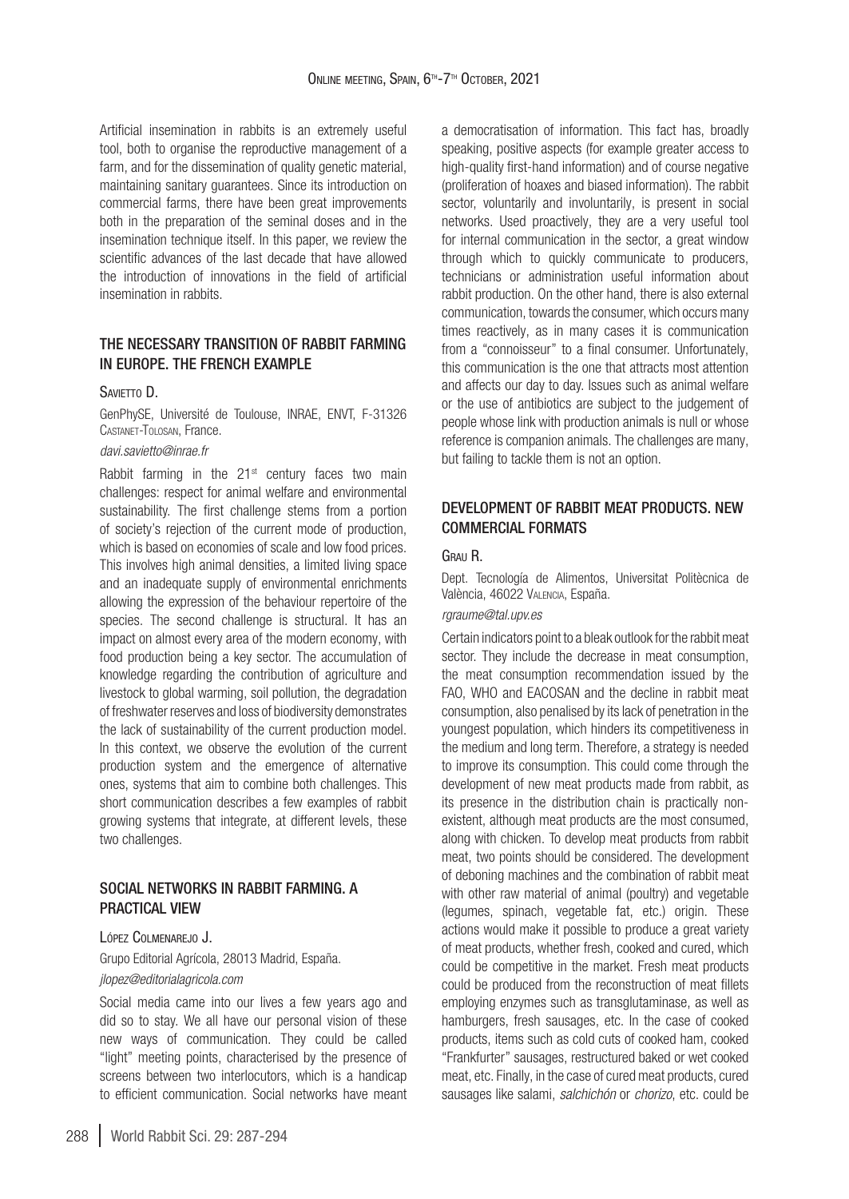Artificial insemination in rabbits is an extremely useful tool, both to organise the reproductive management of a farm, and for the dissemination of quality genetic material, maintaining sanitary guarantees. Since its introduction on commercial farms, there have been great improvements both in the preparation of the seminal doses and in the insemination technique itself. In this paper, we review the scientific advances of the last decade that have allowed the introduction of innovations in the field of artificial insemination in rabbits.

## THE NECESSARY TRANSITION OF RABBIT FARMING IN EUROPE. THE FRENCH EXAMPLE

Savietto D.

GenPhySE, Université de Toulouse, INRAE, ENVT, F-31326 Castanet-Tolosan, France.

*davi.savietto@inrae.fr*

Rabbit farming in the 21st century faces two main challenges: respect for animal welfare and environmental sustainability. The first challenge stems from a portion of society's rejection of the current mode of production, which is based on economies of scale and low food prices. This involves high animal densities, a limited living space and an inadequate supply of environmental enrichments allowing the expression of the behaviour repertoire of the species. The second challenge is structural. It has an impact on almost every area of the modern economy, with food production being a key sector. The accumulation of knowledge regarding the contribution of agriculture and livestock to global warming, soil pollution, the degradation of freshwater reserves and loss of biodiversity demonstrates the lack of sustainability of the current production model. In this context, we observe the evolution of the current production system and the emergence of alternative ones, systems that aim to combine both challenges. This short communication describes a few examples of rabbit growing systems that integrate, at different levels, these two challenges.

## SOCIAL NETWORKS IN RABBIT FARMING. A PRACTICAL VIEW

López Colmenarejo J.

Grupo Editorial Agrícola, 28013 Madrid, España.

*jlopez@editorialagricola.com*

Social media came into our lives a few years ago and did so to stay. We all have our personal vision of these new ways of communication. They could be called "light" meeting points, characterised by the presence of screens between two interlocutors, which is a handicap to efficient communication. Social networks have meant a democratisation of information. This fact has, broadly speaking, positive aspects (for example greater access to high-quality first-hand information) and of course negative (proliferation of hoaxes and biased information). The rabbit sector, voluntarily and involuntarily, is present in social networks. Used proactively, they are a very useful tool for internal communication in the sector, a great window through which to quickly communicate to producers, technicians or administration useful information about rabbit production. On the other hand, there is also external communication, towards the consumer, which occurs many times reactively, as in many cases it is communication from a "connoisseur" to a final consumer. Unfortunately, this communication is the one that attracts most attention and affects our day to day. Issues such as animal welfare or the use of antibiotics are subject to the judgement of people whose link with production animals is null or whose reference is companion animals. The challenges are many, but failing to tackle them is not an option.

## DEVELOPMENT OF RABBIT MEAT PRODUCTS. NEW COMMERCIAL FORMATS

Grau R.

Dept. Tecnología de Alimentos, Universitat Politècnica de València, 46022 Valencia, España.

*rgraume@tal.upv.es*

Certain indicators point to a bleak outlook for the rabbit meat sector. They include the decrease in meat consumption, the meat consumption recommendation issued by the FAO, WHO and EACOSAN and the decline in rabbit meat consumption, also penalised by its lack of penetration in the youngest population, which hinders its competitiveness in the medium and long term. Therefore, a strategy is needed to improve its consumption. This could come through the development of new meat products made from rabbit, as its presence in the distribution chain is practically non-existent, although meat products are the most consumed, along with chicken. To develop meat products from rabbit meat, two points should be considered. The development of deboning machines and the combination of rabbit meat with other raw material of animal (poultry) and vegetable (legumes, spinach, vegetable fat, etc.) origin. These actions would make it possible to produce a great variety of meat products, whether fresh, cooked and cured, which could be competitive in the market. Fresh meat products could be produced from the reconstruction of meat fillets employing enzymes such as transglutaminase, as well as hamburgers, fresh sausages, etc. In the case of cooked products, items such as cold cuts of cooked ham, cooked "Frankfurter" sausages, restructured baked or wet cooked meat, etc. Finally, in the case of cured meat products, cured sausages like salami, *salchichón* or *chorizo*, etc. could be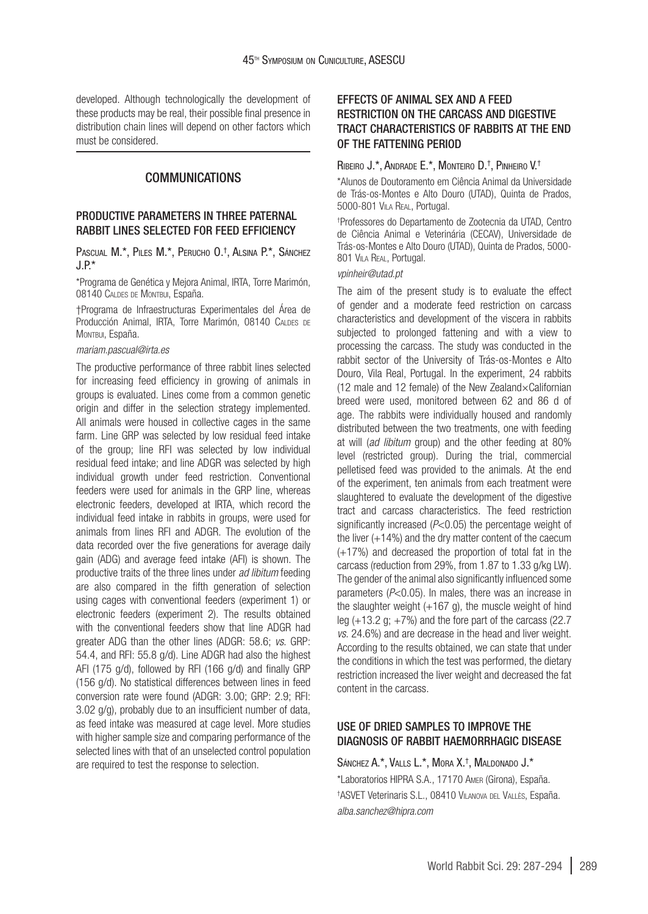developed. Although technologically the development of these products may be real, their possible final presence in distribution chain lines will depend on other factors which must be considered.

## COMMUNICATIONS

### PRODUCTIVE PARAMETERS IN THREE PATERNAL RABBIT LINES SELECTED FOR FEED EFFICIENCY

Pascual M.*, Piles M.*, Perucho O.†, Alsina P.*, Sánchez J.P.*

*Programa de Genética y Mejora Animal, IRTA, Torre Marimón, 08140 Caldes de Montbui, España.

†Programa de Infraestructuras Experimentales del Área de Producción Animal, IRTA, Torre Marimón, 08140 Caldes de Montbui, España.

*mariam.pascual@irta.es*

The productive performance of three rabbit lines selected for increasing feed efficiency in growing of animals in groups is evaluated. Lines come from a common genetic origin and differ in the selection strategy implemented. All animals were housed in collective cages in the same farm. Line GRP was selected by low residual feed intake of the group; line RFI was selected by low individual residual feed intake; and line ADGR was selected by high individual growth under feed restriction. Conventional feeders were used for animals in the GRP line, whereas electronic feeders, developed at IRTA, which record the individual feed intake in rabbits in groups, were used for animals from lines RFI and ADGR. The evolution of the data recorded over the five generations for average daily gain (ADG) and average feed intake (AFI) is shown. The productive traits of the three lines under *ad libitum* feeding are also compared in the fifth generation of selection using cages with conventional feeders (experiment 1) or electronic feeders (experiment 2). The results obtained with the conventional feeders show that line ADGR had greater ADG than the other lines (ADGR: 58.6; *vs*. GRP: 54.4, and RFI: 55.8 g/d). Line ADGR had also the highest AFI (175 g/d), followed by RFI (166 g/d) and finally GRP (156 g/d). No statistical differences between lines in feed conversion rate were found (ADGR: 3.00; GRP: 2.9; RFI: 3.02 g/g), probably due to an insufficient number of data, as feed intake was measured at cage level. More studies with higher sample size and comparing performance of the selected lines with that of an unselected control population are required to test the response to selection.

### EFFECTS OF ANIMAL SEX AND A FEED RESTRICTION ON THE CARCASS AND DIGESTIVE TRACT CHARACTERISTICS OF RABBITS AT THE END OF THE FATTENING PERIOD

Ribeiro J.*, Andrade E.*, Monteiro D.†, Pinheiro V.†

*Alunos de Doutoramento em Ciência Animal da Universidade de Trás-os-Montes e Alto Douro (UTAD), Quinta de Prados, 5000-801 Vila Real, Portugal.

†Professores do Departamento de Zootecnia da UTAD, Centro de Ciência Animal e Veterinária (CECAV), Universidade de Trás-os-Montes e Alto Douro (UTAD), Quinta de Prados, 5000-801 Vila Real, Portugal.

*vpinheir@utad.pt*

The aim of the present study is to evaluate the effect of gender and a moderate feed restriction on carcass characteristics and development of the viscera in rabbits subjected to prolonged fattening and with a view to processing the carcass. The study was conducted in the rabbit sector of the University of Trás-os-Montes e Alto Douro, Vila Real, Portugal. In the experiment, 24 rabbits (12 male and 12 female) of the New Zealand×Californian breed were used, monitored between 62 and 86 d of age. The rabbits were individually housed and randomly distributed between the two treatments, one with feeding at will (*ad libitum* group) and the other feeding at 80% level (restricted group). During the trial, commercial pelletised feed was provided to the animals. At the end of the experiment, ten animals from each treatment were slaughtered to evaluate the development of the digestive tract and carcass characteristics. The feed restriction significantly increased ($P<0.05$) the percentage weight of the liver (+14%) and the dry matter content of the caecum (+17%) and decreased the proportion of total fat in the carcass (reduction from 29%, from 1.87 to 1.33 g/kg LW). The gender of the animal also significantly influenced some parameters ($P<0.05$). In males, there was an increase in the slaughter weight (+167 g), the muscle weight of hind leg (+13.2 g; +7%) and the fore part of the carcass (22.7 *vs*. 24.6%) and are decrease in the head and liver weight. According to the results obtained, we can state that under the conditions in which the test was performed, the dietary restriction increased the liver weight and decreased the fat content in the carcass.

### USE OF DRIED SAMPLES TO IMPROVE THE DIAGNOSIS OF RABBIT HAEMORRHAGIC DISEASE

Sánchez A.*, Valls L.*, Mora X.†, Maldonado J.*

*Laboratorios HIPRA S.A., 17170 Amer (Girona), España.

†ASVET Veterinaris S.L., 08410 Vilanova del Vallès, España.

*alba.sanchez@hipra.com*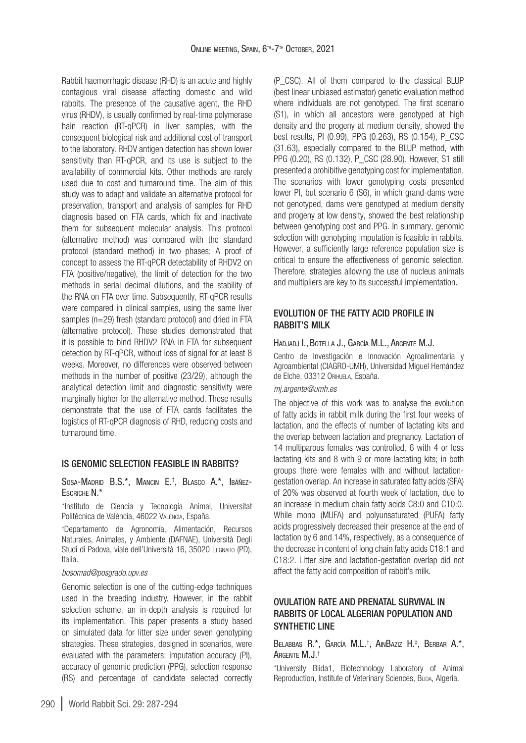Rabbit haemorrhagic disease (RHD) is an acute and highly contagious viral disease affecting domestic and wild rabbits. The presence of the causative agent, the RHD virus (RHDV), is usually confirmed by real-time polymerase hain reaction (RT-qPCR) in liver samples, with the consequent biological risk and additional cost of transport to the laboratory. RHDV antigen detection has shown lower sensitivity than RT-qPCR, and its use is subject to the availability of commercial kits. Other methods are rarely used due to cost and turnaround time. The aim of this study was to adapt and validate an alternative protocol for preservation, transport and analysis of samples for RHD diagnosis based on FTA cards, which fix and inactivate them for subsequent molecular analysis. This protocol (alternative method) was compared with the standard protocol (standard method) in two phases: A proof of concept to assess the RT-qPCR detectability of RHDV2 on FTA (positive/negative), the limit of detection for the two methods in serial decimal dilutions, and the stability of the RNA on FTA over time. Subsequently, RT-qPCR results were compared in clinical samples, using the same liver samples (n=29) fresh (standard protocol) and dried in FTA (alternative protocol). These studies demonstrated that it is possible to bind RHDV2 RNA in FTA for subsequent detection by RT-qPCR, without loss of signal for at least 8 weeks. Moreover, no differences were observed between methods in the number of positive (23/29), although the analytical detection limit and diagnostic sensitivity were marginally higher for the alternative method. These results demonstrate that the use of FTA cards facilitates the logistics of RT-qPCR diagnosis of RHD, reducing costs and turnaround time.

## IS GENOMIC SELECTION FEASIBLE IN RABBITS?

Sosa-Madrid B.S.*, Mancin E.†, Blasco A.*, Ibáñez-Escriche N.*

*Instituto de Ciencia y Tecnología Animal, Universitat Politècnica de València, 46022 València, España.

†Departamento de Agronomía, Alimentación, Recursos Naturales, Animales, y Ambiente (DAFNAE), Università Degli Studi di Padova, viale dell'Università 16, 35020 Legnaro (PD), Italia.

*bosomad@posgrado.upv.es*

Genomic selection is one of the cutting-edge techniques used in the breeding industry. However, in the rabbit selection scheme, an in-depth analysis is required for its implementation. This paper presents a study based on simulated data for litter size under seven genotyping strategies. These strategies, designed in scenarios, were evaluated with the parameters: imputation accuracy (PI), accuracy of genomic prediction (PPG), selection response (RS) and percentage of candidate selected correctly (P_CSC). All of them compared to the classical BLUP (best linear unbiased estimator) genetic evaluation method where individuals are not genotyped. The first scenario (S1), in which all ancestors were genotyped at high density and the progeny at medium density, showed the best results, PI (0.99), PPG (0.263), RS (0.154), P_CSC (31.63), especially compared to the BLUP method, with PPG (0.20), RS (0.132), P_CSC (28.90). However, S1 still presented a prohibitive genotyping cost for implementation. The scenarios with lower genotyping costs presented lower PI, but scenario 6 (S6), in which grand-dams were not genotyped, dams were genotyped at medium density and progeny at low density, showed the best relationship between genotyping cost and PPG. In summary, genomic selection with genotyping imputation is feasible in rabbits. However, a sufficiently large reference population size is critical to ensure the effectiveness of genomic selection. Therefore, strategies allowing the use of nucleus animals and multipliers are key to its successful implementation.

## EVOLUTION OF THE FATTY ACID PROFILE IN RABBIT'S MILK

Hadjadj I., Botella J., García M.L., Argente M.J.

Centro de Investigación e Innovación Agroalimentaria y Agroambiental (CIAGRO-UMH), Universidad Miguel Hernández de Elche, 03312 Orihuela, España.

*mj.argente@umh.es*

The objective of this work was to analyse the evolution of fatty acids in rabbit milk during the first four weeks of lactation, and the effects of number of lactating kits and the overlap between lactation and pregnancy. Lactation of 14 multiparous females was controlled, 6 with 4 or less lactating kits and 8 with 9 or more lactating kits; in both groups there were females with and without lactation-gestation overlap. An increase in saturated fatty acids (SFA) of 20% was observed at fourth week of lactation, due to an increase in medium chain fatty acids C8:0 and C10:0. While mono (MUFA) and polyunsaturated (PUFA) fatty acids progressively decreased their presence at the end of lactation by 6 and 14%, respectively, as a consequence of the decrease in content of long chain fatty acids C18:1 and C18:2. Litter size and lactation-gestation overlap did not affect the fatty acid composition of rabbit's milk.

## OVULATION RATE AND PRENATAL SURVIVAL IN RABBITS OF LOCAL ALGERIAN POPULATION AND SYNTHETIC LINE

Belabbas R.*, García M.L.†, AinBaziz H.‡, Berbar A.*, Argente M.J.†

*University Blida1, Biotechnology Laboratory of Animal Reproduction, Institute of Veterinary Sciences, Blida, Algeria.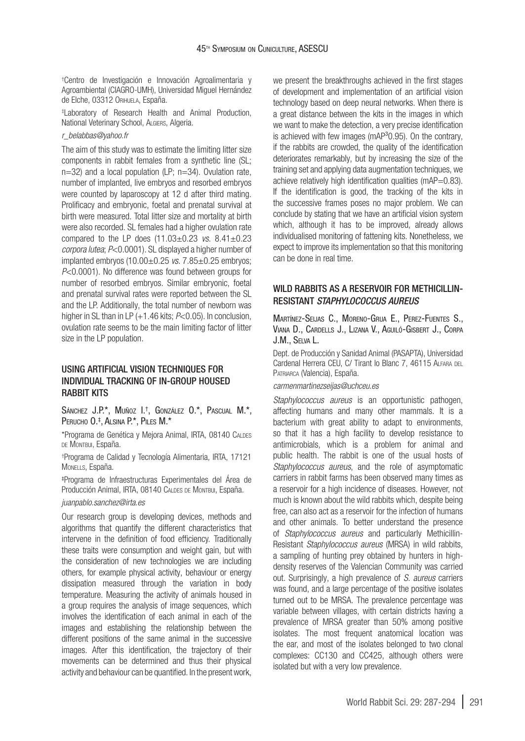[†]Centro de Investigación e Innovación Agroalimentaria y Agroambiental (CIAGRO-UMH), Universidad Miguel Hernández de Elche, 03312 Orihuela, España.

[‡]Laboratory of Research Health and Animal Production, National Veterinary School, Algiers, Algeria.

*r_belabbas@yahoo.fr*

The aim of this study was to estimate the limiting litter size components in rabbit females from a synthetic line (SL; n=32) and a local population (LP; n=34). Ovulation rate, number of implanted, live embryos and resorbed embryos were counted by laparoscopy at 12 d after third mating. Prolificacy and embryonic, foetal and prenatal survival at birth were measured. Total litter size and mortality at birth were also recorded. SL females had a higher ovulation rate compared to the LP does (11.03±0.23 *vs.* 8.41±0.23 *corpora lutea*; $P<0.0001$). SL displayed a higher number of implanted embryos (10.00±0.25 *vs.* 7.85±0.25 embryos; $P<0.0001$). No difference was found between groups for number of resorbed embryos. Similar embryonic, foetal and prenatal survival rates were reported between the SL and the LP. Additionally, the total number of newborn was higher in SL than in LP (+1.46 kits; $P<0.05$). In conclusion, ovulation rate seems to be the main limiting factor of litter size in the LP population.

## USING ARTIFICIAL VISION TECHNIQUES FOR INDIVIDUAL TRACKING OF IN-GROUP HOUSED RABBIT KITS

Sánchez J.P.*, Muñoz I.[†], González O.*, Pascual M.*, Perucho O.[‡], Alsina P.*, Piles M.*

*Programa de Genética y Mejora Animal, IRTA, 08140 Caldes de Montbui, España.

[†]Programa de Calidad y Tecnología Alimentaria, IRTA, 17121 Monells, España.

[‡]Programa de Infraestructuras Experimentales del Área de Producción Animal, IRTA, 08140 Caldes de Montbui, España.

*juanpablo.sanchez@irta.es*

Our research group is developing devices, methods and algorithms that quantify the different characteristics that intervene in the definition of food efficiency. Traditionally these traits were consumption and weight gain, but with the consideration of new technologies we are including others, for example physical activity, behaviour or energy dissipation measured through the variation in body temperature. Measuring the activity of animals housed in a group requires the analysis of image sequences, which involves the identification of each animal in each of the images and establishing the relationship between the different positions of the same animal in the successive images. After this identification, the trajectory of their movements can be determined and thus their physical activity and behaviour can be quantified. In the present work, we present the breakthroughs achieved in the first stages of development and implementation of an artificial vision technology based on deep neural networks. When there is a great distance between the kits in the images in which we want to make the detection, a very precise identification is achieved with few images (mAP³0.95). On the contrary, if the rabbits are crowded, the quality of the identification deteriorates remarkably, but by increasing the size of the training set and applying data augmentation techniques, we achieve relatively high identification qualities (mAP=0.83). If the identification is good, the tracking of the kits in the successive frames poses no major problem. We can conclude by stating that we have an artificial vision system which, although it has to be improved, already allows individualised monitoring of fattening kits. Nonetheless, we expect to improve its implementation so that this monitoring can be done in real time.

## WILD RABBITS AS A RESERVOIR FOR METHICILLIN-RESISTANT *STAPHYLOCOCCUS AUREUS*

Martínez-Seijas C., Moreno-Grua E., Perez-Fuentes S., Viana D., Cardells J., Lizana V., Aguiló-Gisbert J., Corpa J.M., Selva L.

Dept. de Producción y Sanidad Animal (PASAPTA), Universidad Cardenal Herrera CEU, C/ Tirant lo Blanc 7, 46115 Alfara del Patriarca (Valencia), España.

*carmenmartinezseijas@uchceu.es*

*Staphylococcus aureus* is an opportunistic pathogen, affecting humans and many other mammals. It is a bacterium with great ability to adapt to environments, so that it has a high facility to develop resistance to antimicrobials, which is a problem for animal and public health. The rabbit is one of the usual hosts of *Staphylococcus aureus*, and the role of asymptomatic carriers in rabbit farms has been observed many times as a reservoir for a high incidence of diseases. However, not much is known about the wild rabbits which, despite being free, can also act as a reservoir for the infection of humans and other animals. To better understand the presence of *Staphylococcus aureus* and particularly Methicillin-Resistant *Staphylococcus aureus* (MRSA) in wild rabbits, a sampling of hunting prey obtained by hunters in high-density reserves of the Valencian Community was carried out. Surprisingly, a high prevalence of *S. aureus* carriers was found, and a large percentage of the positive isolates turned out to be MRSA. The prevalence percentage was variable between villages, with certain districts having a prevalence of MRSA greater than 50% among positive isolates. The most frequent anatomical location was the ear, and most of the isolates belonged to two clonal complexes: CC130 and CC425, although others were isolated but with a very low prevalence.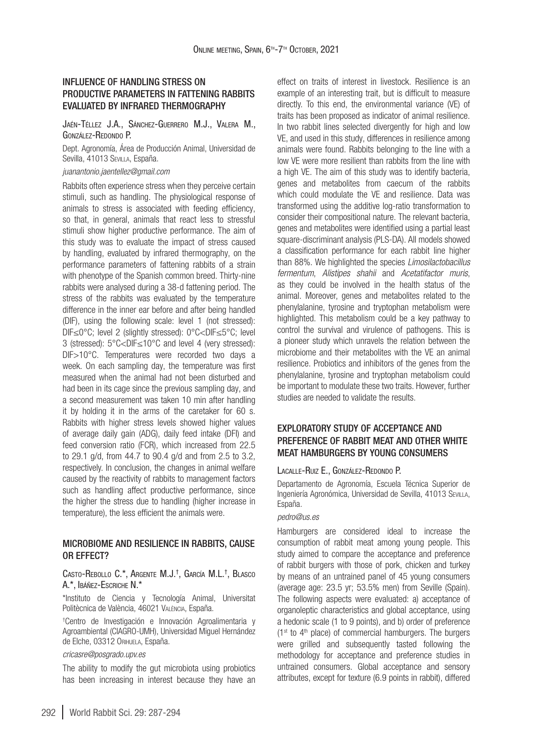## INFLUENCE OF HANDLING STRESS ON PRODUCTIVE PARAMETERS IN FATTENING RABBITS EVALUATED BY INFRARED THERMOGRAPHY

Jaén-Téllez J.A., Sánchez-Guerrero M.J., Valera M., González-Redondo P.

Dept. Agronomía, Área de Producción Animal, Universidad de Sevilla, 41013 Sevilla, España.

*juanantonio.jaentellez@gmail.com*

Rabbits often experience stress when they perceive certain stimuli, such as handling. The physiological response of animals to stress is associated with feeding efficiency, so that, in general, animals that react less to stressful stimuli show higher productive performance. The aim of this study was to evaluate the impact of stress caused by handling, evaluated by infrared thermography, on the performance parameters of fattening rabbits of a strain with phenotype of the Spanish common breed. Thirty-nine rabbits were analysed during a 38-d fattening period. The stress of the rabbits was evaluated by the temperature difference in the inner ear before and after being handled (DIF), using the following scale: level 1 (not stressed): DIF≤0°C; level 2 (slightly stressed): 0°C<DIF≤5°C; level 3 (stressed): 5°C<DIF≤10°C and level 4 (very stressed): DIF>10°C. Temperatures were recorded two days a week. On each sampling day, the temperature was first measured when the animal had not been disturbed and had been in its cage since the previous sampling day, and a second measurement was taken 10 min after handling it by holding it in the arms of the caretaker for 60 s. Rabbits with higher stress levels showed higher values of average daily gain (ADG), daily feed intake (DFI) and feed conversion ratio (FCR), which increased from 22.5 to 29.1 g/d, from 44.7 to 90.4 g/d and from 2.5 to 3.2, respectively. In conclusion, the changes in animal welfare caused by the reactivity of rabbits to management factors such as handling affect productive performance, since the higher the stress due to handling (higher increase in temperature), the less efficient the animals were.

## MICROBIOME AND RESILIENCE IN RABBITS, CAUSE OR EFFECT?

Casto-Rebollo C.*, Argente M.J.†, García M.L.†, Blasco A.*, Ibáñez-Escriche N.*

*Instituto de Ciencia y Tecnología Animal, Universitat Politècnica de València, 46021 València, España.

†Centro de Investigación e Innovación Agroalimentaria y Agroambiental (CIAGRO-UMH), Universidad Miguel Hernández de Elche, 03312 Orihuela, España.

*cricasre@posgrado.upv.es*

The ability to modify the gut microbiota using probiotics has been increasing in interest because they have an effect on traits of interest in livestock. Resilience is an example of an interesting trait, but is difficult to measure directly. To this end, the environmental variance (VE) of traits has been proposed as indicator of animal resilience. In two rabbit lines selected divergently for high and low VE, and used in this study, differences in resilience among animals were found. Rabbits belonging to the line with a low VE were more resilient than rabbits from the line with a high VE. The aim of this study was to identify bacteria, genes and metabolites from caecum of the rabbits which could modulate the VE and resilience. Data was transformed using the additive log-ratio transformation to consider their compositional nature. The relevant bacteria, genes and metabolites were identified using a partial least square-discriminant analysis (PLS-DA). All models showed a classification performance for each rabbit line higher than 88%. We highlighted the species *Limosilactobacillus fermentum*, *Alistipes shahii* and *Acetatifactor muris*, as they could be involved in the health status of the animal. Moreover, genes and metabolites related to the phenylalanine, tyrosine and tryptophan metabolism were highlighted. This metabolism could be a key pathway to control the survival and virulence of pathogens. This is a pioneer study which unravels the relation between the microbiome and their metabolites with the VE an animal resilience. Probiotics and inhibitors of the genes from the phenylalanine, tyrosine and tryptophan metabolism could be important to modulate these two traits. However, further studies are needed to validate the results.

## EXPLORATORY STUDY OF ACCEPTANCE AND PREFERENCE OF RABBIT MEAT AND OTHER WHITE MEAT HAMBURGERS BY YOUNG CONSUMERS

Lacalle-Ruiz E., González-Redondo P.

Departamento de Agronomía, Escuela Técnica Superior de Ingeniería Agronómica, Universidad de Sevilla, 41013 Sevilla, España.

*pedro@us.es*

Hamburgers are considered ideal to increase the consumption of rabbit meat among young people. This study aimed to compare the acceptance and preference of rabbit burgers with those of pork, chicken and turkey by means of an untrained panel of 45 young consumers (average age: 23.5 yr; 53.5% men) from Seville (Spain). The following aspects were evaluated: a) acceptance of organoleptic characteristics and global acceptance, using a hedonic scale (1 to 9 points), and b) order of preference (1st to 4th place) of commercial hamburgers. The burgers were grilled and subsequently tasted following the methodology for acceptance and preference studies in untrained consumers. Global acceptance and sensory attributes, except for texture (6.9 points in rabbit), differed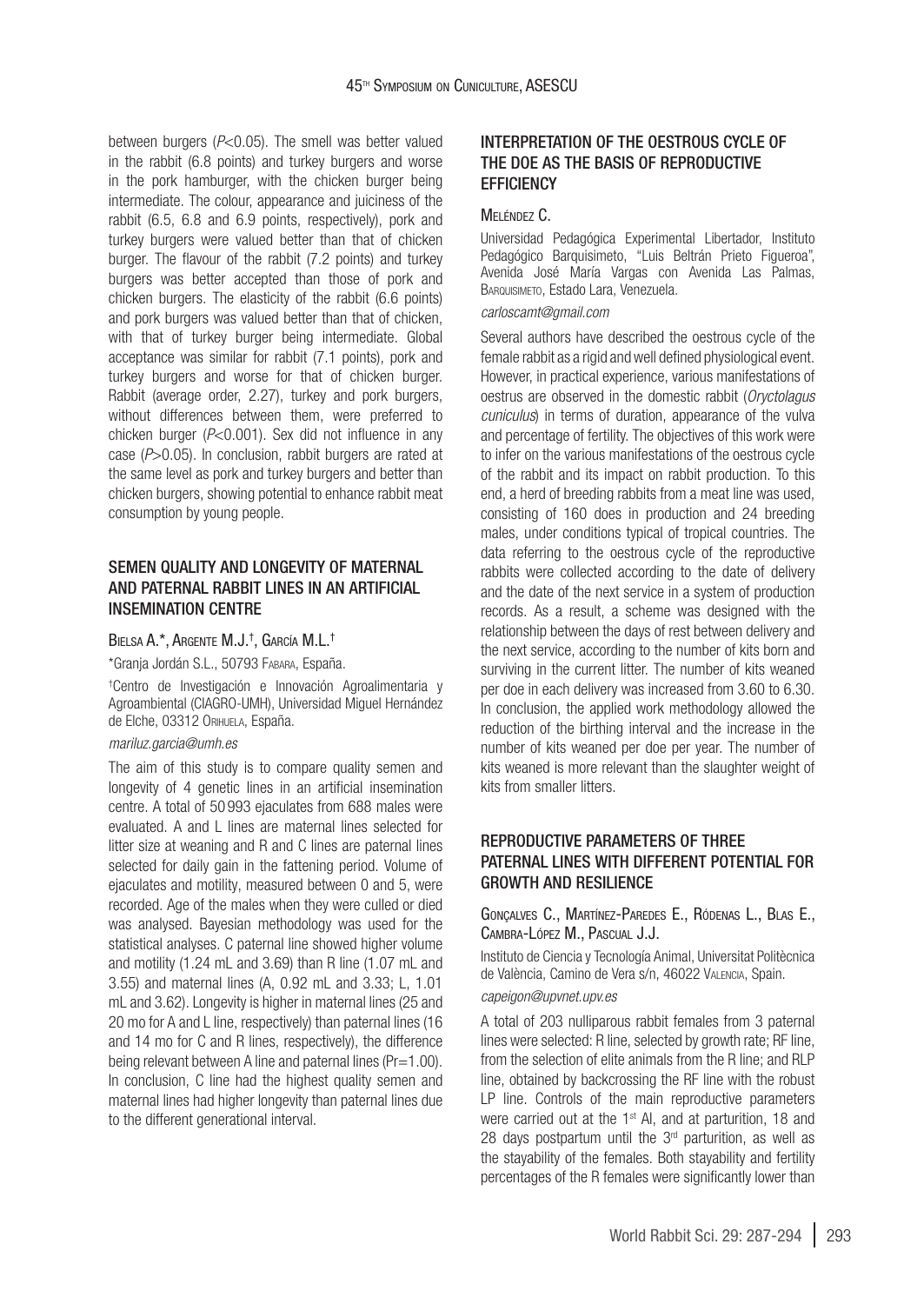between burgers (*P*<0.05). The smell was better valued in the rabbit (6.8 points) and turkey burgers and worse in the pork hamburger, with the chicken burger being intermediate. The colour, appearance and juiciness of the rabbit (6.5, 6.8 and 6.9 points, respectively), pork and turkey burgers were valued better than that of chicken burger. The flavour of the rabbit (7.2 points) and turkey burgers was better accepted than those of pork and chicken burgers. The elasticity of the rabbit (6.6 points) and pork burgers was valued better than that of chicken, with that of turkey burger being intermediate. Global acceptance was similar for rabbit (7.1 points), pork and turkey burgers and worse for that of chicken burger. Rabbit (average order, 2.27), turkey and pork burgers, without differences between them, were preferred to chicken burger (*P*<0.001). Sex did not influence in any case (*P*>0.05). In conclusion, rabbit burgers are rated at the same level as pork and turkey burgers and better than chicken burgers, showing potential to enhance rabbit meat consumption by young people.

## SEMEN QUALITY AND LONGEVITY OF MATERNAL AND PATERNAL RABBIT LINES IN AN ARTIFICIAL INSEMINATION CENTRE

Bielsa A.*, Argente M.J.†, García M.L.†

*Granja Jordán S.L., 50793 Fabara, España.

†Centro de Investigación e Innovación Agroalimentaria y Agroambiental (CIAGRO-UMH), Universidad Miguel Hernández de Elche, 03312 Orihuela, España.

*mariluz.garcia@umh.es*

The aim of this study is to compare quality semen and longevity of 4 genetic lines in an artificial insemination centre. A total of 50 993 ejaculates from 688 males were evaluated. A and L lines are maternal lines selected for litter size at weaning and R and C lines are paternal lines selected for daily gain in the fattening period. Volume of ejaculates and motility, measured between 0 and 5, were recorded. Age of the males when they were culled or died was analysed. Bayesian methodology was used for the statistical analyses. C paternal line showed higher volume and motility (1.24 mL and 3.69) than R line (1.07 mL and 3.55) and maternal lines (A, 0.92 mL and 3.33; L, 1.01 mL and 3.62). Longevity is higher in maternal lines (25 and 20 mo for A and L line, respectively) than paternal lines (16 and 14 mo for C and R lines, respectively), the difference being relevant between A line and paternal lines (Pr=1.00). In conclusion, C line had the highest quality semen and maternal lines had higher longevity than paternal lines due to the different generational interval.

## INTERPRETATION OF THE OESTROUS CYCLE OF THE DOE AS THE BASIS OF REPRODUCTIVE EFFICIENCY

Meléndez C.

Universidad Pedagógica Experimental Libertador, Instituto Pedagógico Barquisimeto, "Luis Beltrán Prieto Figueroa", Avenida José María Vargas con Avenida Las Palmas, Barquisimeto, Estado Lara, Venezuela.

*carloscamt@gmail.com*

Several authors have described the oestrous cycle of the female rabbit as a rigid and well defined physiological event. However, in practical experience, various manifestations of oestrus are observed in the domestic rabbit (*Oryctolagus cuniculus*) in terms of duration, appearance of the vulva and percentage of fertility. The objectives of this work were to infer on the various manifestations of the oestrous cycle of the rabbit and its impact on rabbit production. To this end, a herd of breeding rabbits from a meat line was used, consisting of 160 does in production and 24 breeding males, under conditions typical of tropical countries. The data referring to the oestrous cycle of the reproductive rabbits were collected according to the date of delivery and the date of the next service in a system of production records. As a result, a scheme was designed with the relationship between the days of rest between delivery and the next service, according to the number of kits born and surviving in the current litter. The number of kits weaned per doe in each delivery was increased from 3.60 to 6.30. In conclusion, the applied work methodology allowed the reduction of the birthing interval and the increase in the number of kits weaned per doe per year. The number of kits weaned is more relevant than the slaughter weight of kits from smaller litters.

## REPRODUCTIVE PARAMETERS OF THREE PATERNAL LINES WITH DIFFERENT POTENTIAL FOR GROWTH AND RESILIENCE

Gonçalves C., Martínez-Paredes E., Ródenas L., Blas E., Cambra-López M., Pascual J.J.

Instituto de Ciencia y Tecnología Animal, Universitat Politècnica de València, Camino de Vera s/n, 46022 Valencia, Spain.

*capeigon@upvnet.upv.es*

A total of 203 nulliparous rabbit females from 3 paternal lines were selected: R line, selected by growth rate; RF line, from the selection of elite animals from the R line; and RLP line, obtained by backcrossing the RF line with the robust LP line. Controls of the main reproductive parameters were carried out at the 1st AI, and at parturition, 18 and 28 days postpartum until the 3rd parturition, as well as the stayability of the females. Both stayability and fertility percentages of the R females were significantly lower than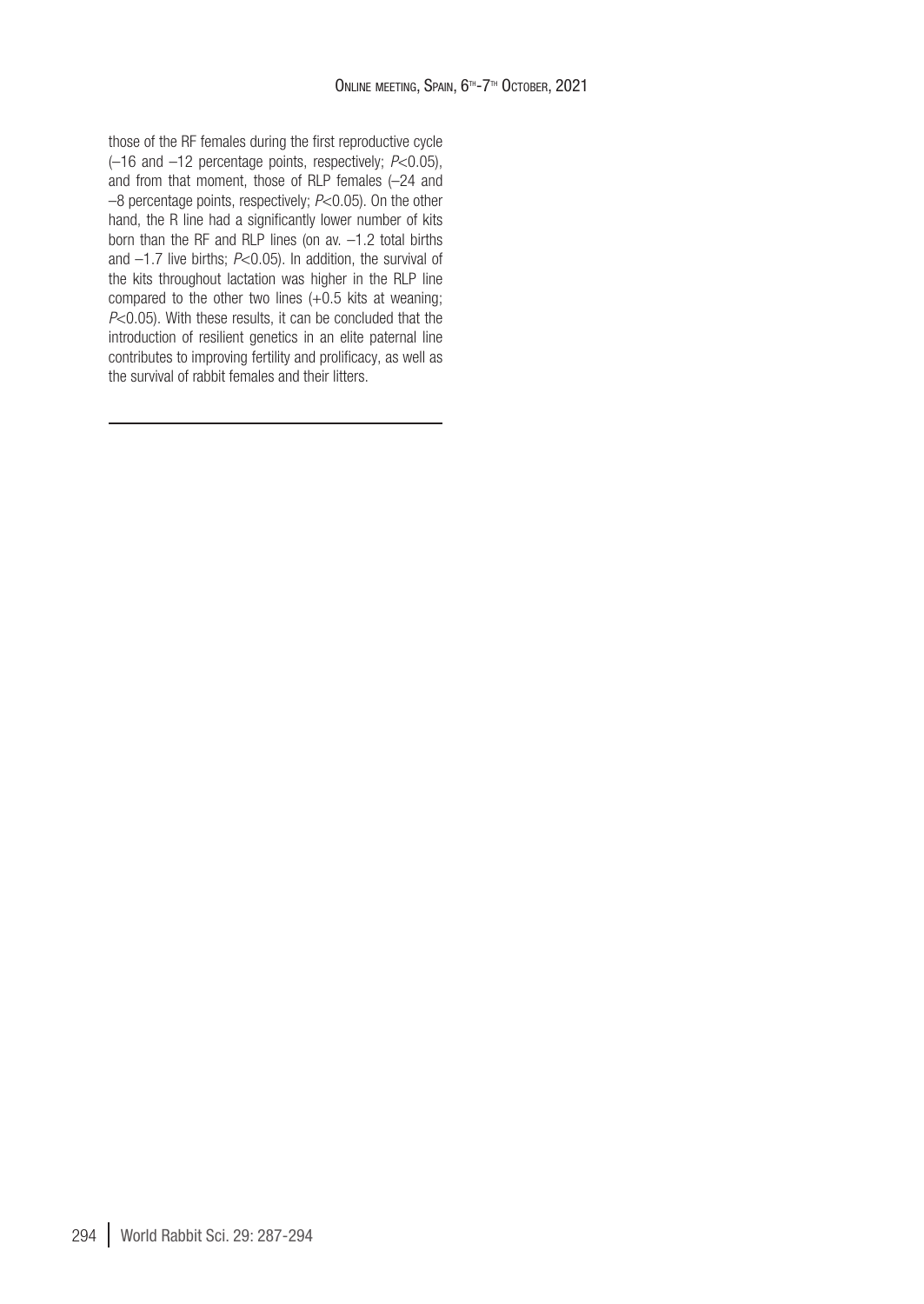those of the RF females during the first reproductive cycle (–16 and –12 percentage points, respectively; $P<0.05$), and from that moment, those of RLP females (–24 and –8 percentage points, respectively; $P<0.05$). On the other hand, the R line had a significantly lower number of kits born than the RF and RLP lines (on av. –1.2 total births and –1.7 live births; $P<0.05$). In addition, the survival of the kits throughout lactation was higher in the RLP line compared to the other two lines (+0.5 kits at weaning; $P<0.05$). With these results, it can be concluded that the introduction of resilient genetics in an elite paternal line contributes to improving fertility and prolificacy, as well as the survival of rabbit females and their litters.